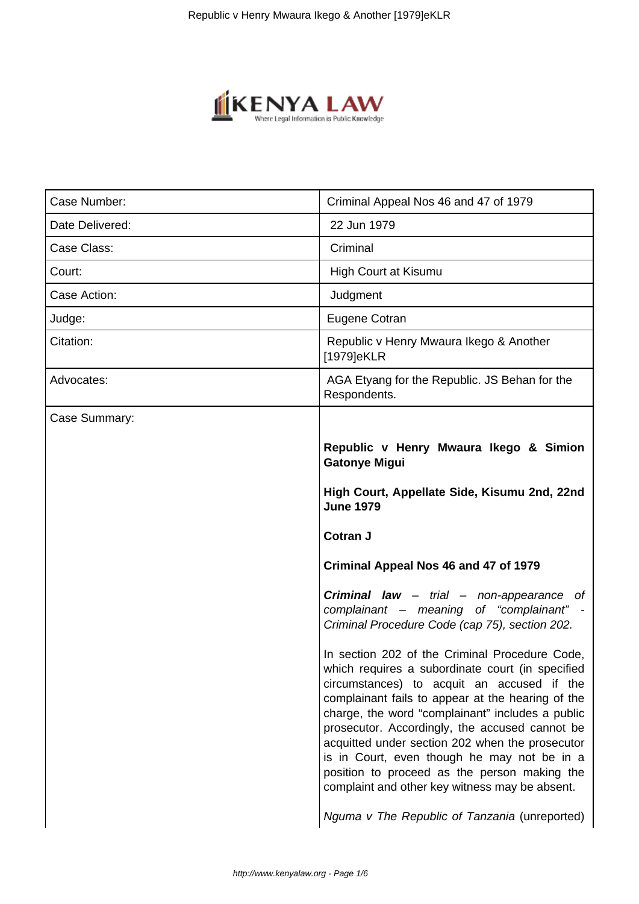| | |
|---|---|
| Case Number: | Criminal Appeal Nos 46 and 47 of 1979 |
| Date Delivered: | 22 Jun 1979 |
| Case Class: | Criminal |
| Court: | High Court at Kisumu |
| Case Action: | Judgment |
| Judge: | Eugene Cotran |
| Citation: | Republic v Henry Mwaura Ikego & Another [1979]eKLR |
| Advocates: | AGA Etyang for the Republic. JS Behan for the Respondents. |
| Case Summary: | |

**Republic v Henry Mwaura Ikego & Simion Gatonye Migui**

**High Court, Appellate Side, Kisumu 2nd, 22nd June 1979**

**Cotran J**

**Criminal Appeal Nos 46 and 47 of 1979**

***Criminal law*** *– trial – non-appearance of complainant – meaning of "complainant" - Criminal Procedure Code (cap 75), section 202.*

In section 202 of the Criminal Procedure Code, which requires a subordinate court (in specified circumstances) to acquit an accused if the complainant fails to appear at the hearing of the charge, the word "complainant" includes a public prosecutor. Accordingly, the accused cannot be acquitted under section 202 when the prosecutor is in Court, even though he may not be in a position to proceed as the person making the complaint and other key witness may be absent.

*Nguma v The Republic of Tanzania* (unreported)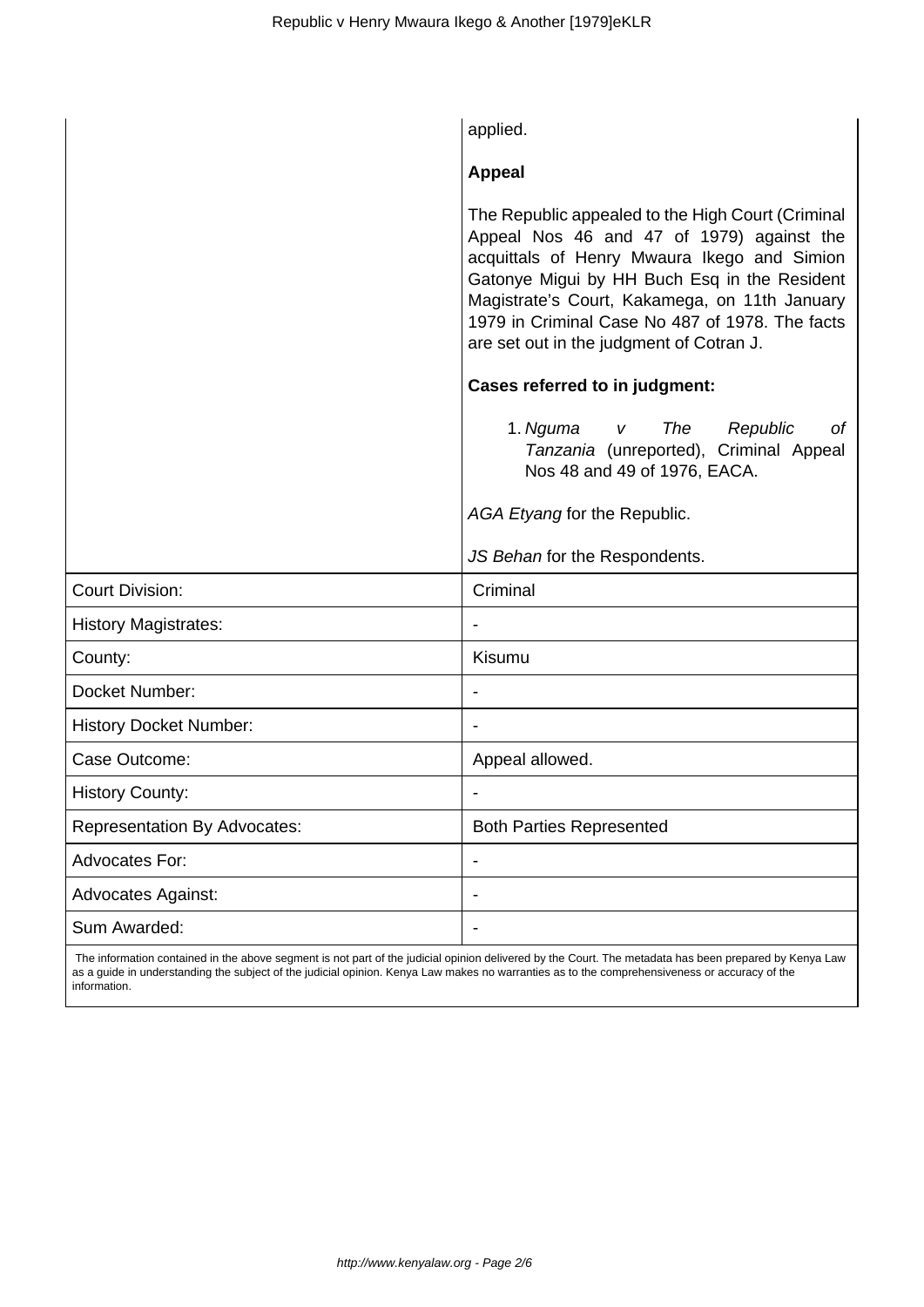applied.

**Appeal**

The Republic appealed to the High Court (Criminal Appeal Nos 46 and 47 of 1979) against the acquittals of Henry Mwaura Ikego and Simion Gatonye Migui by HH Buch Esq in the Resident Magistrate's Court, Kakamega, on 11th January 1979 in Criminal Case No 487 of 1978. The facts are set out in the judgment of Cotran J.

**Cases referred to in judgment:**

1. *Nguma v The Republic of Tanzania* (unreported), Criminal Appeal Nos 48 and 49 of 1976, EACA.

*AGA Etyang* for the Republic.

*JS Behan* for the Respondents.

| | |
|---|---|
| Court Division: | Criminal |
| History Magistrates: | - |
| County: | Kisumu |
| Docket Number: | - |
| History Docket Number: | - |
| Case Outcome: | Appeal allowed. |
| History County: | - |
| Representation By Advocates: | Both Parties Represented |
| Advocates For: | - |
| Advocates Against: | - |
| Sum Awarded: | - |

The information contained in the above segment is not part of the judicial opinion delivered by the Court. The metadata has been prepared by Kenya Law as a guide in understanding the subject of the judicial opinion. Kenya Law makes no warranties as to the comprehensiveness or accuracy of the information.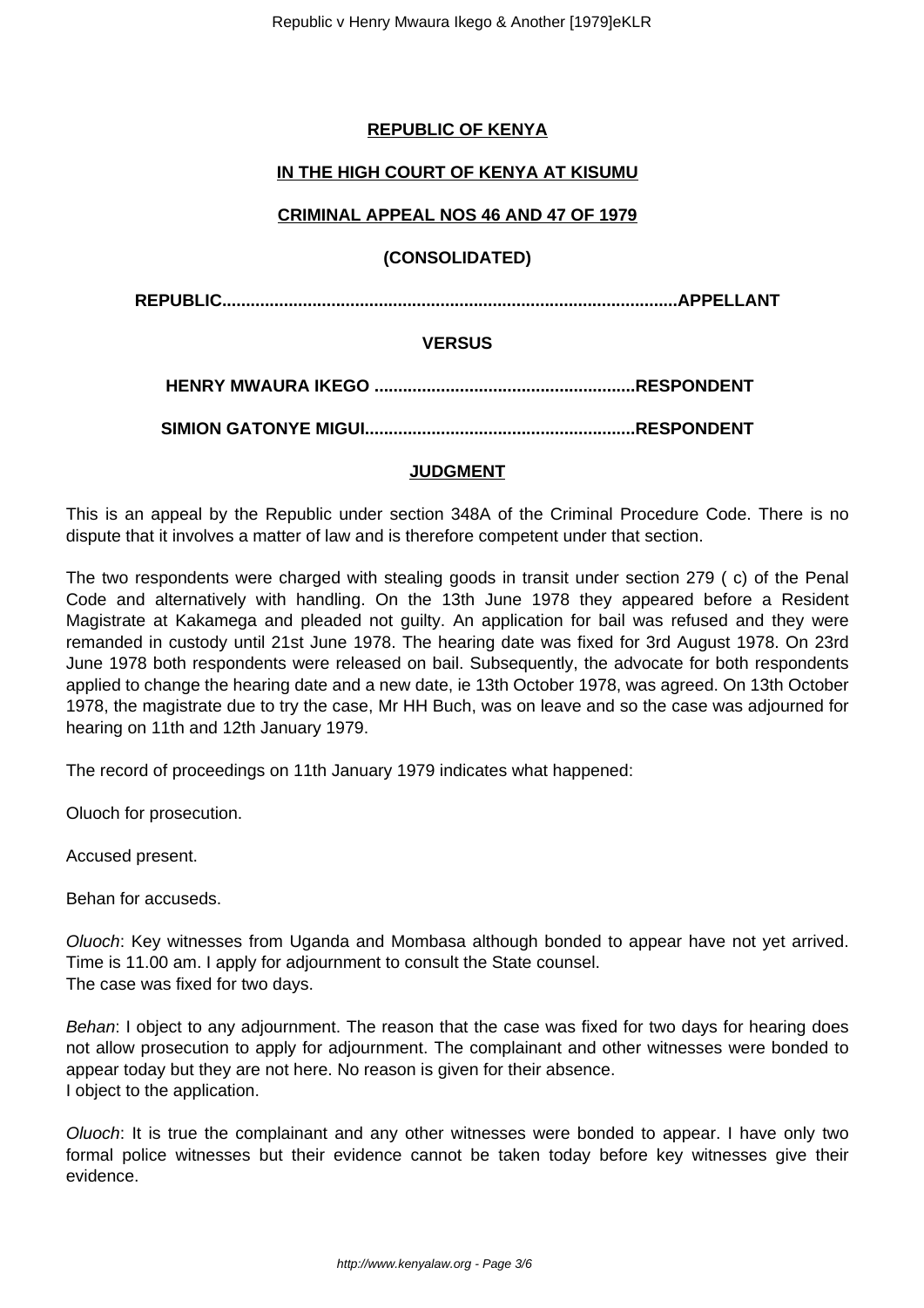**REPUBLIC OF KENYA**

**IN THE HIGH COURT OF KENYA AT KISUMU**

**CRIMINAL APPEAL NOS 46 AND 47 OF 1979**

**(CONSOLIDATED)**

**REPUBLIC...............................................................................................APPELLANT**

**VERSUS**

**HENRY MWAURA IKEGO .......................................................RESPONDENT**

**SIMION GATONYE MIGUI........................................................RESPONDENT**

**JUDGMENT**

This is an appeal by the Republic under section 348A of the Criminal Procedure Code. There is no dispute that it involves a matter of law and is therefore competent under that section.

The two respondents were charged with stealing goods in transit under section 279 ( c) of the Penal Code and alternatively with handling. On the 13th June 1978 they appeared before a Resident Magistrate at Kakamega and pleaded not guilty. An application for bail was refused and they were remanded in custody until 21st June 1978. The hearing date was fixed for 3rd August 1978. On 23rd June 1978 both respondents were released on bail. Subsequently, the advocate for both respondents applied to change the hearing date and a new date, ie 13th October 1978, was agreed. On 13th October 1978, the magistrate due to try the case, Mr HH Buch, was on leave and so the case was adjourned for hearing on 11th and 12th January 1979.

The record of proceedings on 11th January 1979 indicates what happened:

Oluoch for prosecution.

Accused present.

Behan for accuseds.

*Oluoch*: Key witnesses from Uganda and Mombasa although bonded to appear have not yet arrived. Time is 11.00 am. I apply for adjournment to consult the State counsel.
The case was fixed for two days.

*Behan*: I object to any adjournment. The reason that the case was fixed for two days for hearing does not allow prosecution to apply for adjournment. The complainant and other witnesses were bonded to appear today but they are not here. No reason is given for their absence.
I object to the application.

*Oluoch*: It is true the complainant and any other witnesses were bonded to appear. I have only two formal police witnesses but their evidence cannot be taken today before key witnesses give their evidence.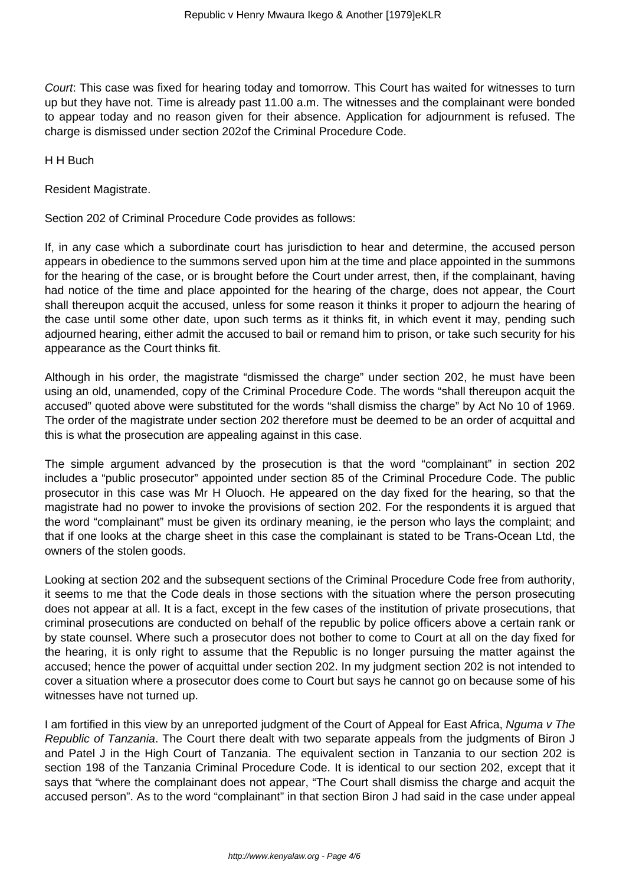*Court*: This case was fixed for hearing today and tomorrow. This Court has waited for witnesses to turn up but they have not. Time is already past 11.00 a.m. The witnesses and the complainant were bonded to appear today and no reason given for their absence. Application for adjournment is refused. The charge is dismissed under section 202of the Criminal Procedure Code.

H H Buch

Resident Magistrate.

Section 202 of Criminal Procedure Code provides as follows:

If, in any case which a subordinate court has jurisdiction to hear and determine, the accused person appears in obedience to the summons served upon him at the time and place appointed in the summons for the hearing of the case, or is brought before the Court under arrest, then, if the complainant, having had notice of the time and place appointed for the hearing of the charge, does not appear, the Court shall thereupon acquit the accused, unless for some reason it thinks it proper to adjourn the hearing of the case until some other date, upon such terms as it thinks fit, in which event it may, pending such adjourned hearing, either admit the accused to bail or remand him to prison, or take such security for his appearance as the Court thinks fit.

Although in his order, the magistrate "dismissed the charge" under section 202, he must have been using an old, unamended, copy of the Criminal Procedure Code. The words "shall thereupon acquit the accused" quoted above were substituted for the words "shall dismiss the charge" by Act No 10 of 1969. The order of the magistrate under section 202 therefore must be deemed to be an order of acquittal and this is what the prosecution are appealing against in this case.

The simple argument advanced by the prosecution is that the word "complainant" in section 202 includes a "public prosecutor" appointed under section 85 of the Criminal Procedure Code. The public prosecutor in this case was Mr H Oluoch. He appeared on the day fixed for the hearing, so that the magistrate had no power to invoke the provisions of section 202. For the respondents it is argued that the word "complainant" must be given its ordinary meaning, ie the person who lays the complaint; and that if one looks at the charge sheet in this case the complainant is stated to be Trans-Ocean Ltd, the owners of the stolen goods.

Looking at section 202 and the subsequent sections of the Criminal Procedure Code free from authority, it seems to me that the Code deals in those sections with the situation where the person prosecuting does not appear at all. It is a fact, except in the few cases of the institution of private prosecutions, that criminal prosecutions are conducted on behalf of the republic by police officers above a certain rank or by state counsel. Where such a prosecutor does not bother to come to Court at all on the day fixed for the hearing, it is only right to assume that the Republic is no longer pursuing the matter against the accused; hence the power of acquittal under section 202. In my judgment section 202 is not intended to cover a situation where a prosecutor does come to Court but says he cannot go on because some of his witnesses have not turned up.

I am fortified in this view by an unreported judgment of the Court of Appeal for East Africa, *Nguma v The Republic of Tanzania*. The Court there dealt with two separate appeals from the judgments of Biron J and Patel J in the High Court of Tanzania. The equivalent section in Tanzania to our section 202 is section 198 of the Tanzania Criminal Procedure Code. It is identical to our section 202, except that it says that "where the complainant does not appear, "The Court shall dismiss the charge and acquit the accused person". As to the word "complainant" in that section Biron J had said in the case under appeal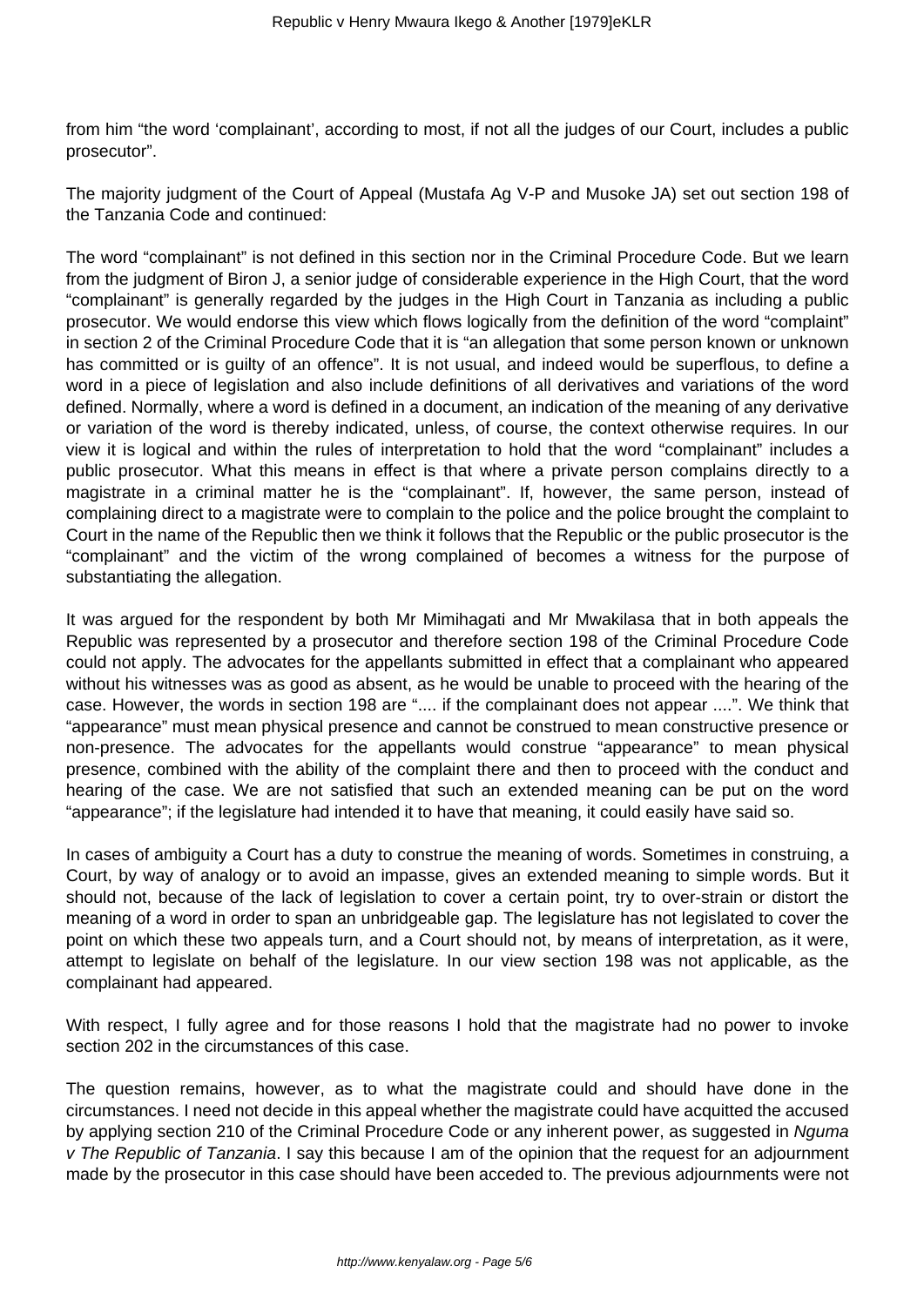from him "the word 'complainant', according to most, if not all the judges of our Court, includes a public prosecutor".

The majority judgment of the Court of Appeal (Mustafa Ag V-P and Musoke JA) set out section 198 of the Tanzania Code and continued:

The word "complainant" is not defined in this section nor in the Criminal Procedure Code. But we learn from the judgment of Biron J, a senior judge of considerable experience in the High Court, that the word "complainant" is generally regarded by the judges in the High Court in Tanzania as including a public prosecutor. We would endorse this view which flows logically from the definition of the word "complaint" in section 2 of the Criminal Procedure Code that it is "an allegation that some person known or unknown has committed or is guilty of an offence". It is not usual, and indeed would be superflous, to define a word in a piece of legislation and also include definitions of all derivatives and variations of the word defined. Normally, where a word is defined in a document, an indication of the meaning of any derivative or variation of the word is thereby indicated, unless, of course, the context otherwise requires. In our view it is logical and within the rules of interpretation to hold that the word "complainant" includes a public prosecutor. What this means in effect is that where a private person complains directly to a magistrate in a criminal matter he is the "complainant". If, however, the same person, instead of complaining direct to a magistrate were to complain to the police and the police brought the complaint to Court in the name of the Republic then we think it follows that the Republic or the public prosecutor is the "complainant" and the victim of the wrong complained of becomes a witness for the purpose of substantiating the allegation.

It was argued for the respondent by both Mr Mimihagati and Mr Mwakilasa that in both appeals the Republic was represented by a prosecutor and therefore section 198 of the Criminal Procedure Code could not apply. The advocates for the appellants submitted in effect that a complainant who appeared without his witnesses was as good as absent, as he would be unable to proceed with the hearing of the case. However, the words in section 198 are ".... if the complainant does not appear ....". We think that "appearance" must mean physical presence and cannot be construed to mean constructive presence or non-presence. The advocates for the appellants would construe "appearance" to mean physical presence, combined with the ability of the complaint there and then to proceed with the conduct and hearing of the case. We are not satisfied that such an extended meaning can be put on the word "appearance"; if the legislature had intended it to have that meaning, it could easily have said so.

In cases of ambiguity a Court has a duty to construe the meaning of words. Sometimes in construing, a Court, by way of analogy or to avoid an impasse, gives an extended meaning to simple words. But it should not, because of the lack of legislation to cover a certain point, try to over-strain or distort the meaning of a word in order to span an unbridgeable gap. The legislature has not legislated to cover the point on which these two appeals turn, and a Court should not, by means of interpretation, as it were, attempt to legislate on behalf of the legislature. In our view section 198 was not applicable, as the complainant had appeared.

With respect, I fully agree and for those reasons I hold that the magistrate had no power to invoke section 202 in the circumstances of this case.

The question remains, however, as to what the magistrate could and should have done in the circumstances. I need not decide in this appeal whether the magistrate could have acquitted the accused by applying section 210 of the Criminal Procedure Code or any inherent power, as suggested in *Nguma v The Republic of Tanzania*. I say this because I am of the opinion that the request for an adjournment made by the prosecutor in this case should have been acceded to. The previous adjournments were not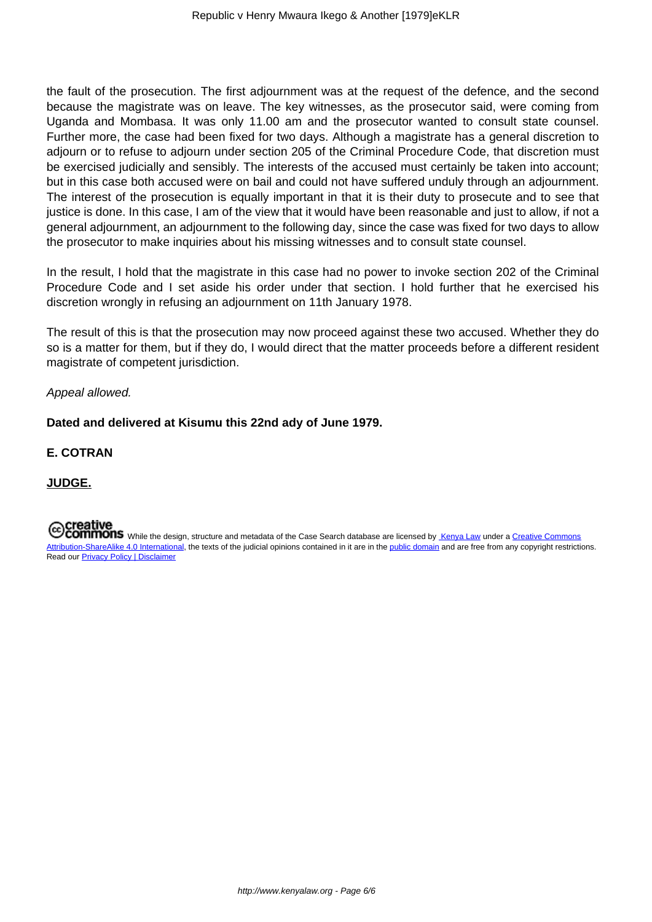the fault of the prosecution. The first adjournment was at the request of the defence, and the second because the magistrate was on leave. The key witnesses, as the prosecutor said, were coming from Uganda and Mombasa. It was only 11.00 am and the prosecutor wanted to consult state counsel. Further more, the case had been fixed for two days. Although a magistrate has a general discretion to adjourn or to refuse to adjourn under section 205 of the Criminal Procedure Code, that discretion must be exercised judicially and sensibly. The interests of the accused must certainly be taken into account; but in this case both accused were on bail and could not have suffered unduly through an adjournment. The interest of the prosecution is equally important in that it is their duty to prosecute and to see that justice is done. In this case, I am of the view that it would have been reasonable and just to allow, if not a general adjournment, an adjournment to the following day, since the case was fixed for two days to allow the prosecutor to make inquiries about his missing witnesses and to consult state counsel.

In the result, I hold that the magistrate in this case had no power to invoke section 202 of the Criminal Procedure Code and I set aside his order under that section. I hold further that he exercised his discretion wrongly in refusing an adjournment on 11th January 1978.

The result of this is that the prosecution may now proceed against these two accused. Whether they do so is a matter for them, but if they do, I would direct that the matter proceeds before a different resident magistrate of competent jurisdiction.

*Appeal allowed.*

**Dated and delivered at Kisumu this 22nd ady of June 1979.**

**E. COTRAN**

**JUDGE.**

While the design, structure and metadata of the Case Search database are licensed by Kenya Law under a Creative Commons Attribution-ShareAlike 4.0 International, the texts of the judicial opinions contained in it are in the public domain and are free from any copyright restrictions. Read our Privacy Policy | Disclaimer